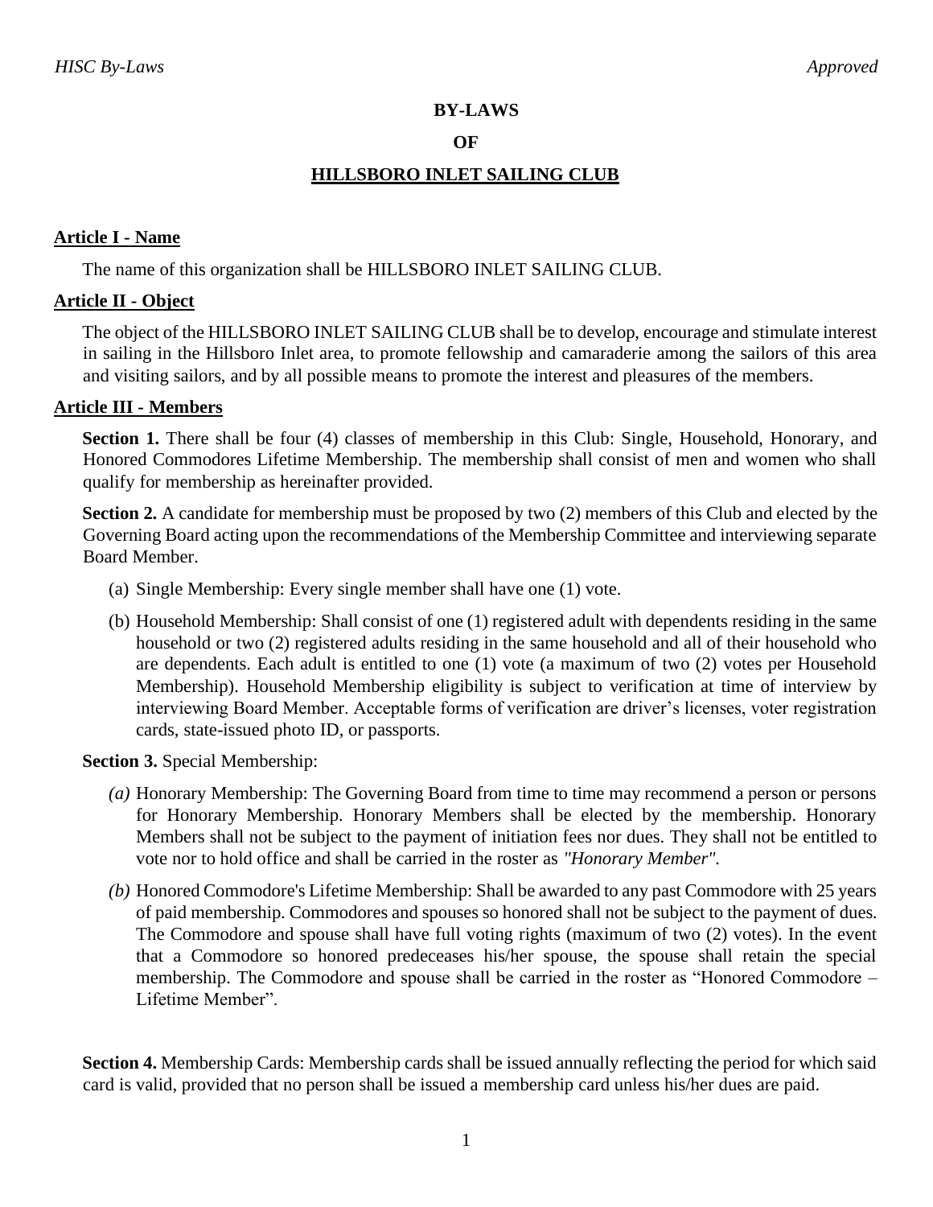# BY-LAWS

# OF

# HILLSBORO INLET SAILING CLUB

## Article I - Name

The name of this organization shall be HILLSBORO INLET SAILING CLUB.

## Article II - Object

The object of the HILLSBORO INLET SAILING CLUB shall be to develop, encourage and stimulate interest in sailing in the Hillsboro Inlet area, to promote fellowship and camaraderie among the sailors of this area and visiting sailors, and by all possible means to promote the interest and pleasures of the members.

## Article III - Members

**Section 1.** There shall be four (4) classes of membership in this Club: Single, Household, Honorary, and Honored Commodores Lifetime Membership. The membership shall consist of men and women who shall qualify for membership as hereinafter provided.

**Section 2.** A candidate for membership must be proposed by two (2) members of this Club and elected by the Governing Board acting upon the recommendations of the Membership Committee and interviewing separate Board Member.

(a) Single Membership: Every single member shall have one (1) vote.

(b) Household Membership: Shall consist of one (1) registered adult with dependents residing in the same household or two (2) registered adults residing in the same household and all of their household who are dependents. Each adult is entitled to one (1) vote (a maximum of two (2) votes per Household Membership). Household Membership eligibility is subject to verification at time of interview by interviewing Board Member. Acceptable forms of verification are driver's licenses, voter registration cards, state-issued photo ID, or passports.

**Section 3.** Special Membership:

*(a)* Honorary Membership: The Governing Board from time to time may recommend a person or persons for Honorary Membership. Honorary Members shall be elected by the membership. Honorary Members shall not be subject to the payment of initiation fees nor dues. They shall not be entitled to vote nor to hold office and shall be carried in the roster as *"Honorary Member"*.

*(b)* Honored Commodore's Lifetime Membership: Shall be awarded to any past Commodore with 25 years of paid membership. Commodores and spouses so honored shall not be subject to the payment of dues. The Commodore and spouse shall have full voting rights (maximum of two (2) votes). In the event that a Commodore so honored predeceases his/her spouse, the spouse shall retain the special membership. The Commodore and spouse shall be carried in the roster as "Honored Commodore – Lifetime Member".

**Section 4.** Membership Cards: Membership cards shall be issued annually reflecting the period for which said card is valid, provided that no person shall be issued a membership card unless his/her dues are paid.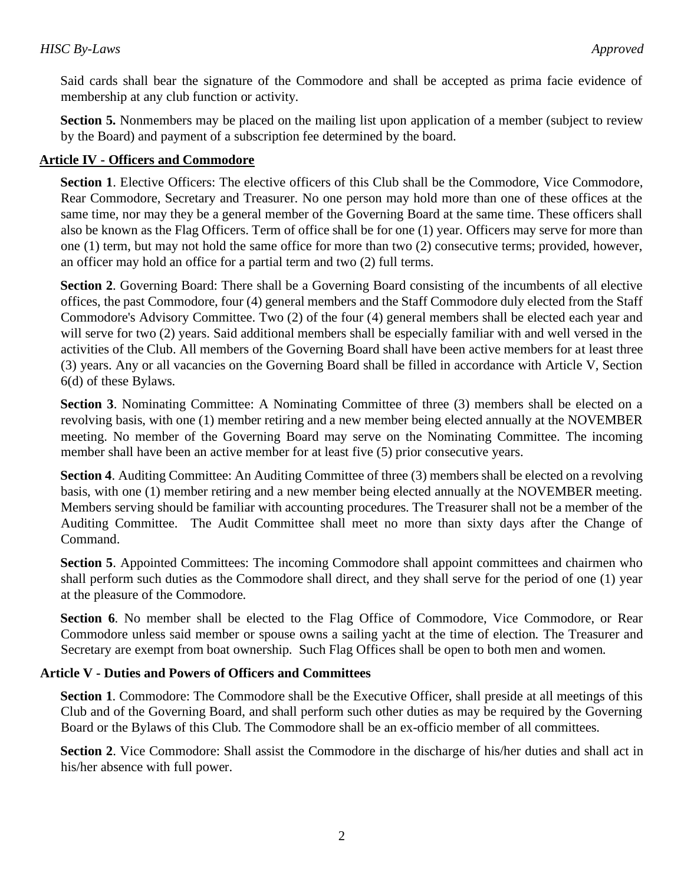Said cards shall bear the signature of the Commodore and shall be accepted as prima facie evidence of membership at any club function or activity.

**Section 5.** Nonmembers may be placed on the mailing list upon application of a member (subject to review by the Board) and payment of a subscription fee determined by the board.

## Article IV - Officers and Commodore

**Section 1**. Elective Officers: The elective officers of this Club shall be the Commodore, Vice Commodore, Rear Commodore, Secretary and Treasurer. No one person may hold more than one of these offices at the same time, nor may they be a general member of the Governing Board at the same time. These officers shall also be known as the Flag Officers. Term of office shall be for one (1) year. Officers may serve for more than one (1) term, but may not hold the same office for more than two (2) consecutive terms; provided, however, an officer may hold an office for a partial term and two (2) full terms.

**Section 2**. Governing Board: There shall be a Governing Board consisting of the incumbents of all elective offices, the past Commodore, four (4) general members and the Staff Commodore duly elected from the Staff Commodore's Advisory Committee. Two (2) of the four (4) general members shall be elected each year and will serve for two (2) years. Said additional members shall be especially familiar with and well versed in the activities of the Club. All members of the Governing Board shall have been active members for at least three (3) years. Any or all vacancies on the Governing Board shall be filled in accordance with Article V, Section 6(d) of these Bylaws.

**Section 3**. Nominating Committee: A Nominating Committee of three (3) members shall be elected on a revolving basis, with one (1) member retiring and a new member being elected annually at the NOVEMBER meeting. No member of the Governing Board may serve on the Nominating Committee. The incoming member shall have been an active member for at least five (5) prior consecutive years.

**Section 4**. Auditing Committee: An Auditing Committee of three (3) members shall be elected on a revolving basis, with one (1) member retiring and a new member being elected annually at the NOVEMBER meeting. Members serving should be familiar with accounting procedures. The Treasurer shall not be a member of the Auditing Committee. The Audit Committee shall meet no more than sixty days after the Change of Command.

**Section 5**. Appointed Committees: The incoming Commodore shall appoint committees and chairmen who shall perform such duties as the Commodore shall direct, and they shall serve for the period of one (1) year at the pleasure of the Commodore.

**Section 6**. No member shall be elected to the Flag Office of Commodore, Vice Commodore, or Rear Commodore unless said member or spouse owns a sailing yacht at the time of election. The Treasurer and Secretary are exempt from boat ownership. Such Flag Offices shall be open to both men and women.

## Article V - Duties and Powers of Officers and Committees

**Section 1**. Commodore: The Commodore shall be the Executive Officer, shall preside at all meetings of this Club and of the Governing Board, and shall perform such other duties as may be required by the Governing Board or the Bylaws of this Club. The Commodore shall be an ex-officio member of all committees.

**Section 2**. Vice Commodore: Shall assist the Commodore in the discharge of his/her duties and shall act in his/her absence with full power.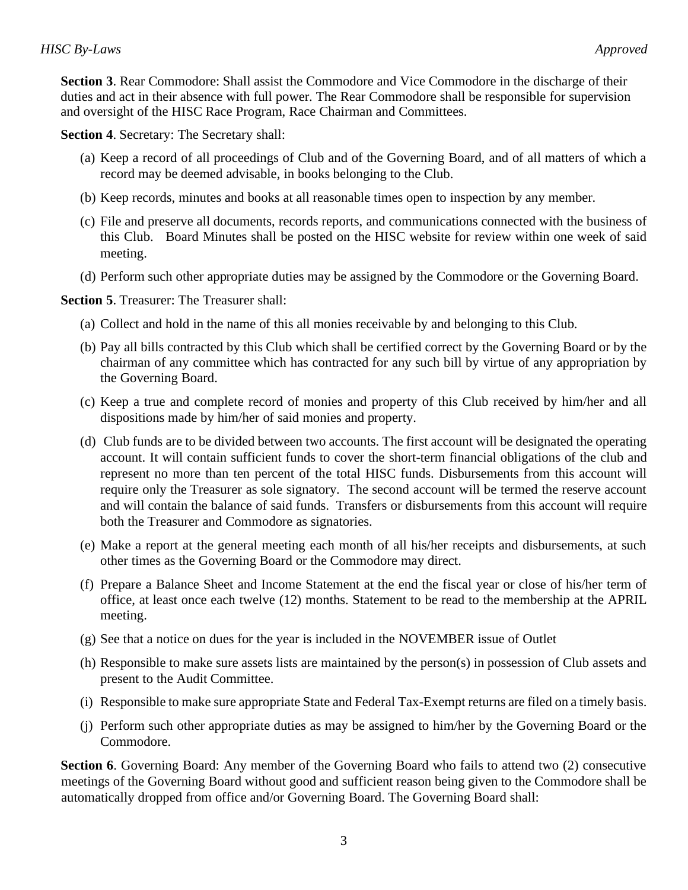**Section 3**. Rear Commodore: Shall assist the Commodore and Vice Commodore in the discharge of their duties and act in their absence with full power. The Rear Commodore shall be responsible for supervision and oversight of the HISC Race Program, Race Chairman and Committees.

**Section 4**. Secretary: The Secretary shall:

(a) Keep a record of all proceedings of Club and of the Governing Board, and of all matters of which a record may be deemed advisable, in books belonging to the Club.

(b) Keep records, minutes and books at all reasonable times open to inspection by any member.

(c) File and preserve all documents, records reports, and communications connected with the business of this Club. Board Minutes shall be posted on the HISC website for review within one week of said meeting.

(d) Perform such other appropriate duties may be assigned by the Commodore or the Governing Board.

**Section 5**. Treasurer: The Treasurer shall:

(a) Collect and hold in the name of this all monies receivable by and belonging to this Club.

(b) Pay all bills contracted by this Club which shall be certified correct by the Governing Board or by the chairman of any committee which has contracted for any such bill by virtue of any appropriation by the Governing Board.

(c) Keep a true and complete record of monies and property of this Club received by him/her and all dispositions made by him/her of said monies and property.

(d) Club funds are to be divided between two accounts. The first account will be designated the operating account. It will contain sufficient funds to cover the short-term financial obligations of the club and represent no more than ten percent of the total HISC funds. Disbursements from this account will require only the Treasurer as sole signatory. The second account will be termed the reserve account and will contain the balance of said funds. Transfers or disbursements from this account will require both the Treasurer and Commodore as signatories.

(e) Make a report at the general meeting each month of all his/her receipts and disbursements, at such other times as the Governing Board or the Commodore may direct.

(f) Prepare a Balance Sheet and Income Statement at the end the fiscal year or close of his/her term of office, at least once each twelve (12) months. Statement to be read to the membership at the APRIL meeting.

(g) See that a notice on dues for the year is included in the NOVEMBER issue of Outlet

(h) Responsible to make sure assets lists are maintained by the person(s) in possession of Club assets and present to the Audit Committee.

(i) Responsible to make sure appropriate State and Federal Tax-Exempt returns are filed on a timely basis.

(j) Perform such other appropriate duties as may be assigned to him/her by the Governing Board or the Commodore.

**Section 6**. Governing Board: Any member of the Governing Board who fails to attend two (2) consecutive meetings of the Governing Board without good and sufficient reason being given to the Commodore shall be automatically dropped from office and/or Governing Board. The Governing Board shall: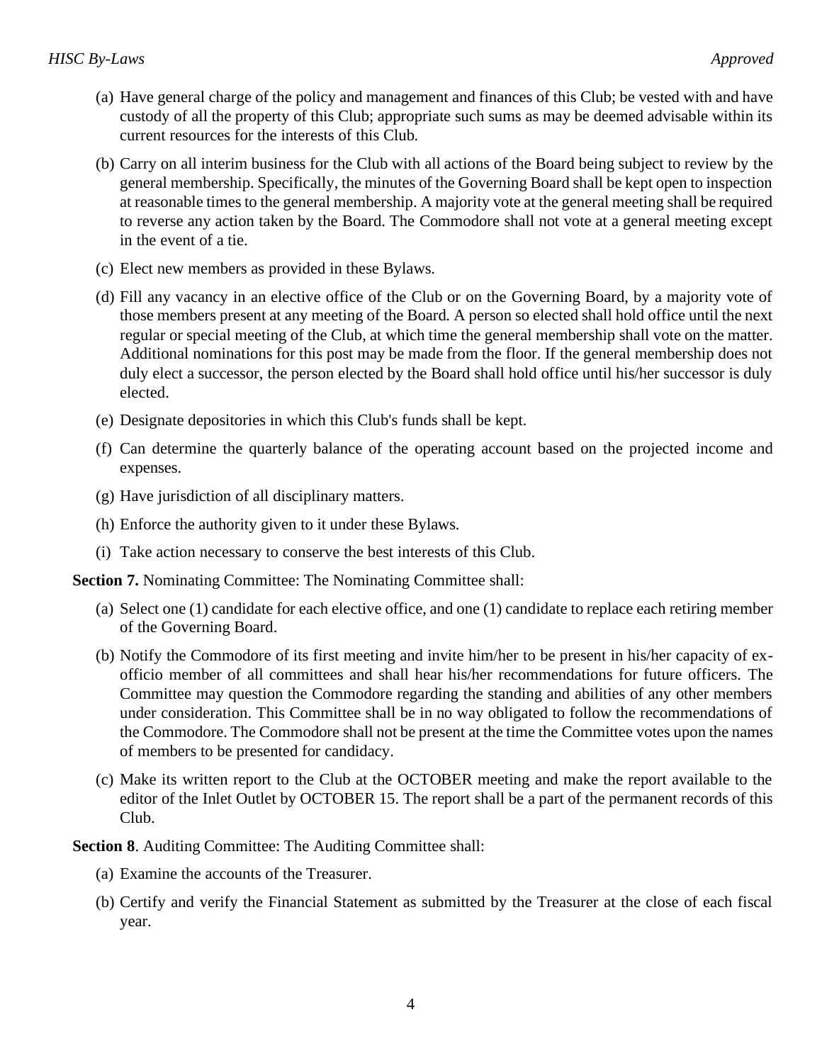(a) Have general charge of the policy and management and finances of this Club; be vested with and have custody of all the property of this Club; appropriate such sums as may be deemed advisable within its current resources for the interests of this Club.

(b) Carry on all interim business for the Club with all actions of the Board being subject to review by the general membership. Specifically, the minutes of the Governing Board shall be kept open to inspection at reasonable times to the general membership. A majority vote at the general meeting shall be required to reverse any action taken by the Board. The Commodore shall not vote at a general meeting except in the event of a tie.

(c) Elect new members as provided in these Bylaws.

(d) Fill any vacancy in an elective office of the Club or on the Governing Board, by a majority vote of those members present at any meeting of the Board. A person so elected shall hold office until the next regular or special meeting of the Club, at which time the general membership shall vote on the matter. Additional nominations for this post may be made from the floor. If the general membership does not duly elect a successor, the person elected by the Board shall hold office until his/her successor is duly elected.

(e) Designate depositories in which this Club's funds shall be kept.

(f) Can determine the quarterly balance of the operating account based on the projected income and expenses.

(g) Have jurisdiction of all disciplinary matters.

(h) Enforce the authority given to it under these Bylaws.

(i) Take action necessary to conserve the best interests of this Club.

**Section 7.** Nominating Committee: The Nominating Committee shall:

(a) Select one (1) candidate for each elective office, and one (1) candidate to replace each retiring member of the Governing Board.

(b) Notify the Commodore of its first meeting and invite him/her to be present in his/her capacity of ex-officio member of all committees and shall hear his/her recommendations for future officers. The Committee may question the Commodore regarding the standing and abilities of any other members under consideration. This Committee shall be in no way obligated to follow the recommendations of the Commodore. The Commodore shall not be present at the time the Committee votes upon the names of members to be presented for candidacy.

(c) Make its written report to the Club at the OCTOBER meeting and make the report available to the editor of the Inlet Outlet by OCTOBER 15. The report shall be a part of the permanent records of this Club.

**Section 8**. Auditing Committee: The Auditing Committee shall:

(a) Examine the accounts of the Treasurer.

(b) Certify and verify the Financial Statement as submitted by the Treasurer at the close of each fiscal year.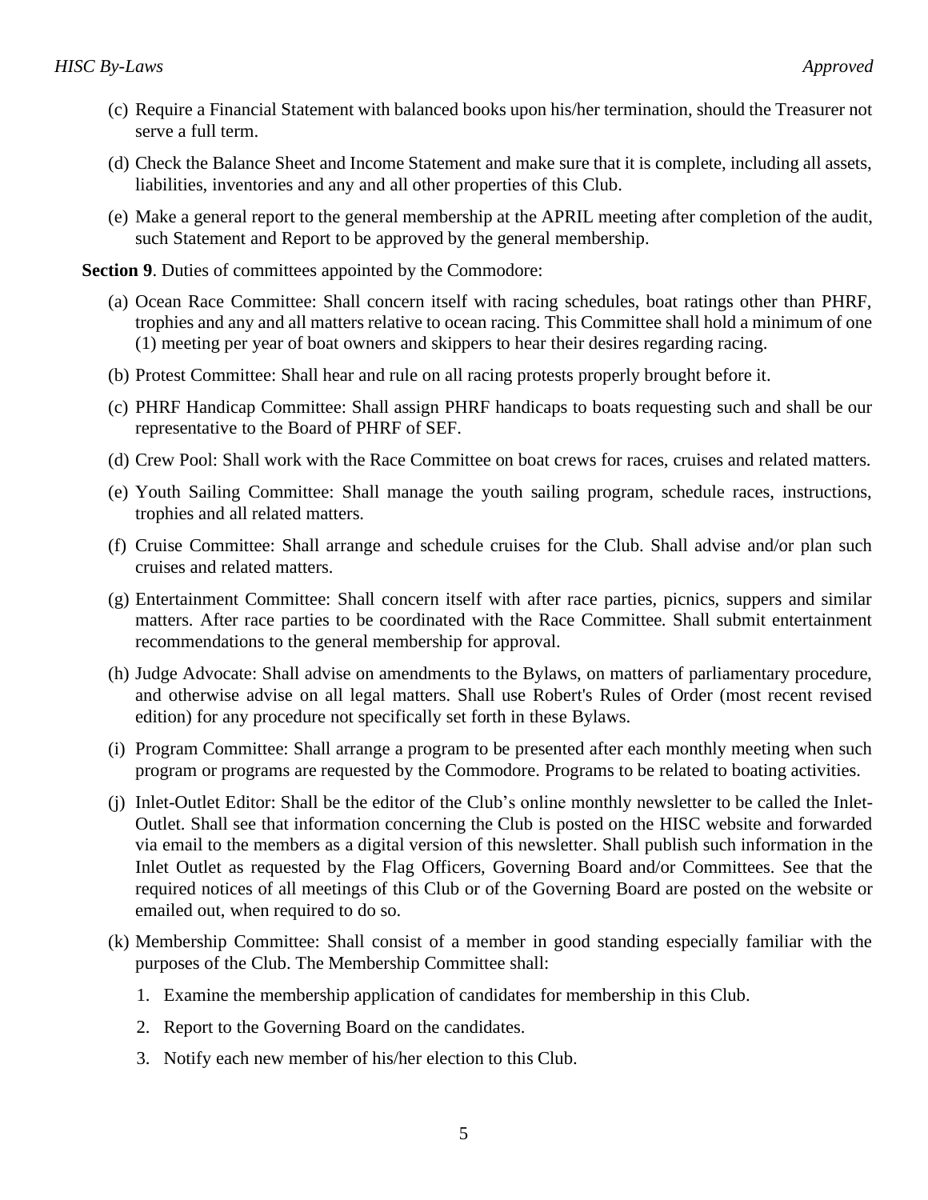(c) Require a Financial Statement with balanced books upon his/her termination, should the Treasurer not serve a full term.

(d) Check the Balance Sheet and Income Statement and make sure that it is complete, including all assets, liabilities, inventories and any and all other properties of this Club.

(e) Make a general report to the general membership at the APRIL meeting after completion of the audit, such Statement and Report to be approved by the general membership.

**Section 9**. Duties of committees appointed by the Commodore:

(a) Ocean Race Committee: Shall concern itself with racing schedules, boat ratings other than PHRF, trophies and any and all matters relative to ocean racing. This Committee shall hold a minimum of one (1) meeting per year of boat owners and skippers to hear their desires regarding racing.

(b) Protest Committee: Shall hear and rule on all racing protests properly brought before it.

(c) PHRF Handicap Committee: Shall assign PHRF handicaps to boats requesting such and shall be our representative to the Board of PHRF of SEF.

(d) Crew Pool: Shall work with the Race Committee on boat crews for races, cruises and related matters.

(e) Youth Sailing Committee: Shall manage the youth sailing program, schedule races, instructions, trophies and all related matters.

(f) Cruise Committee: Shall arrange and schedule cruises for the Club. Shall advise and/or plan such cruises and related matters.

(g) Entertainment Committee: Shall concern itself with after race parties, picnics, suppers and similar matters. After race parties to be coordinated with the Race Committee. Shall submit entertainment recommendations to the general membership for approval.

(h) Judge Advocate: Shall advise on amendments to the Bylaws, on matters of parliamentary procedure, and otherwise advise on all legal matters. Shall use Robert's Rules of Order (most recent revised edition) for any procedure not specifically set forth in these Bylaws.

(i) Program Committee: Shall arrange a program to be presented after each monthly meeting when such program or programs are requested by the Commodore. Programs to be related to boating activities.

(j) Inlet-Outlet Editor: Shall be the editor of the Club's online monthly newsletter to be called the Inlet-Outlet. Shall see that information concerning the Club is posted on the HISC website and forwarded via email to the members as a digital version of this newsletter. Shall publish such information in the Inlet Outlet as requested by the Flag Officers, Governing Board and/or Committees. See that the required notices of all meetings of this Club or of the Governing Board are posted on the website or emailed out, when required to do so.

(k) Membership Committee: Shall consist of a member in good standing especially familiar with the purposes of the Club. The Membership Committee shall:

1. Examine the membership application of candidates for membership in this Club.
2. Report to the Governing Board on the candidates.
3. Notify each new member of his/her election to this Club.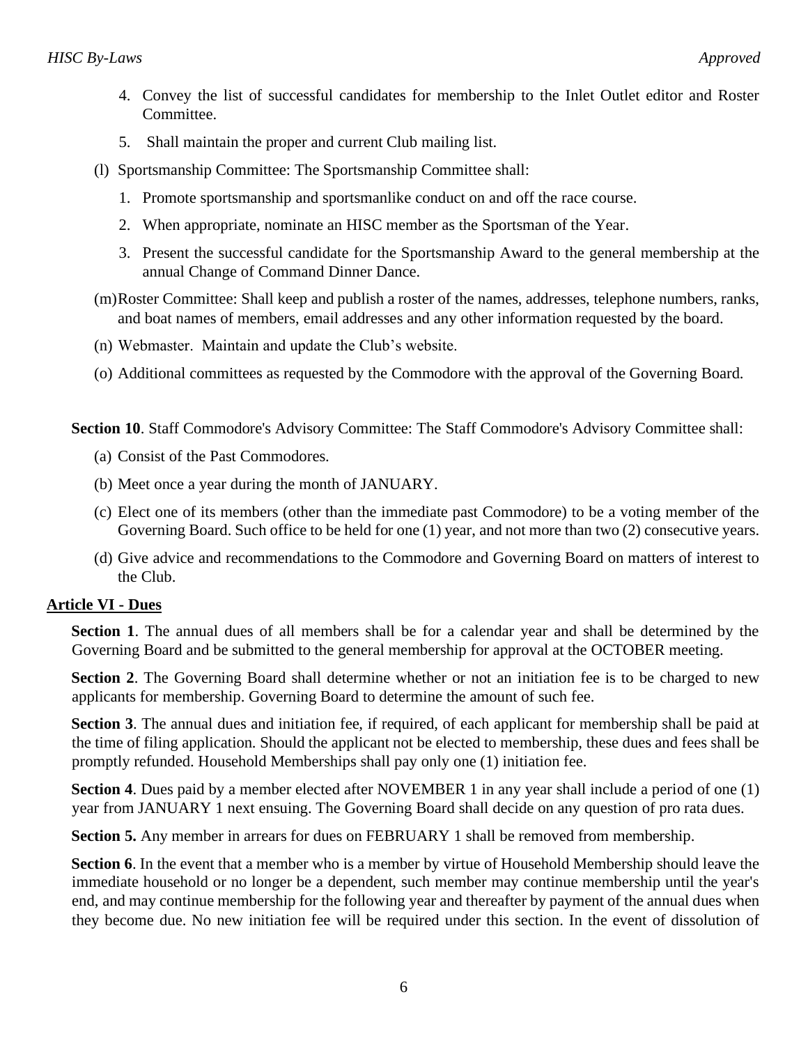4. Convey the list of successful candidates for membership to the Inlet Outlet editor and Roster Committee.
5. Shall maintain the proper and current Club mailing list.

(l) Sportsmanship Committee: The Sportsmanship Committee shall:

1. Promote sportsmanship and sportsmanlike conduct on and off the race course.
2. When appropriate, nominate an HISC member as the Sportsman of the Year.
3. Present the successful candidate for the Sportsmanship Award to the general membership at the annual Change of Command Dinner Dance.

(m) Roster Committee: Shall keep and publish a roster of the names, addresses, telephone numbers, ranks, and boat names of members, email addresses and any other information requested by the board.

(n) Webmaster. Maintain and update the Club's website.

(o) Additional committees as requested by the Commodore with the approval of the Governing Board.

**Section 10**. Staff Commodore's Advisory Committee: The Staff Commodore's Advisory Committee shall:

(a) Consist of the Past Commodores.

(b) Meet once a year during the month of JANUARY.

(c) Elect one of its members (other than the immediate past Commodore) to be a voting member of the Governing Board. Such office to be held for one (1) year, and not more than two (2) consecutive years.

(d) Give advice and recommendations to the Commodore and Governing Board on matters of interest to the Club.

## Article VI - Dues

**Section 1**. The annual dues of all members shall be for a calendar year and shall be determined by the Governing Board and be submitted to the general membership for approval at the OCTOBER meeting.

**Section 2**. The Governing Board shall determine whether or not an initiation fee is to be charged to new applicants for membership. Governing Board to determine the amount of such fee.

**Section 3**. The annual dues and initiation fee, if required, of each applicant for membership shall be paid at the time of filing application. Should the applicant not be elected to membership, these dues and fees shall be promptly refunded. Household Memberships shall pay only one (1) initiation fee.

**Section 4**. Dues paid by a member elected after NOVEMBER 1 in any year shall include a period of one (1) year from JANUARY 1 next ensuing. The Governing Board shall decide on any question of pro rata dues.

**Section 5.** Any member in arrears for dues on FEBRUARY 1 shall be removed from membership.

**Section 6**. In the event that a member who is a member by virtue of Household Membership should leave the immediate household or no longer be a dependent, such member may continue membership until the year's end, and may continue membership for the following year and thereafter by payment of the annual dues when they become due. No new initiation fee will be required under this section. In the event of dissolution of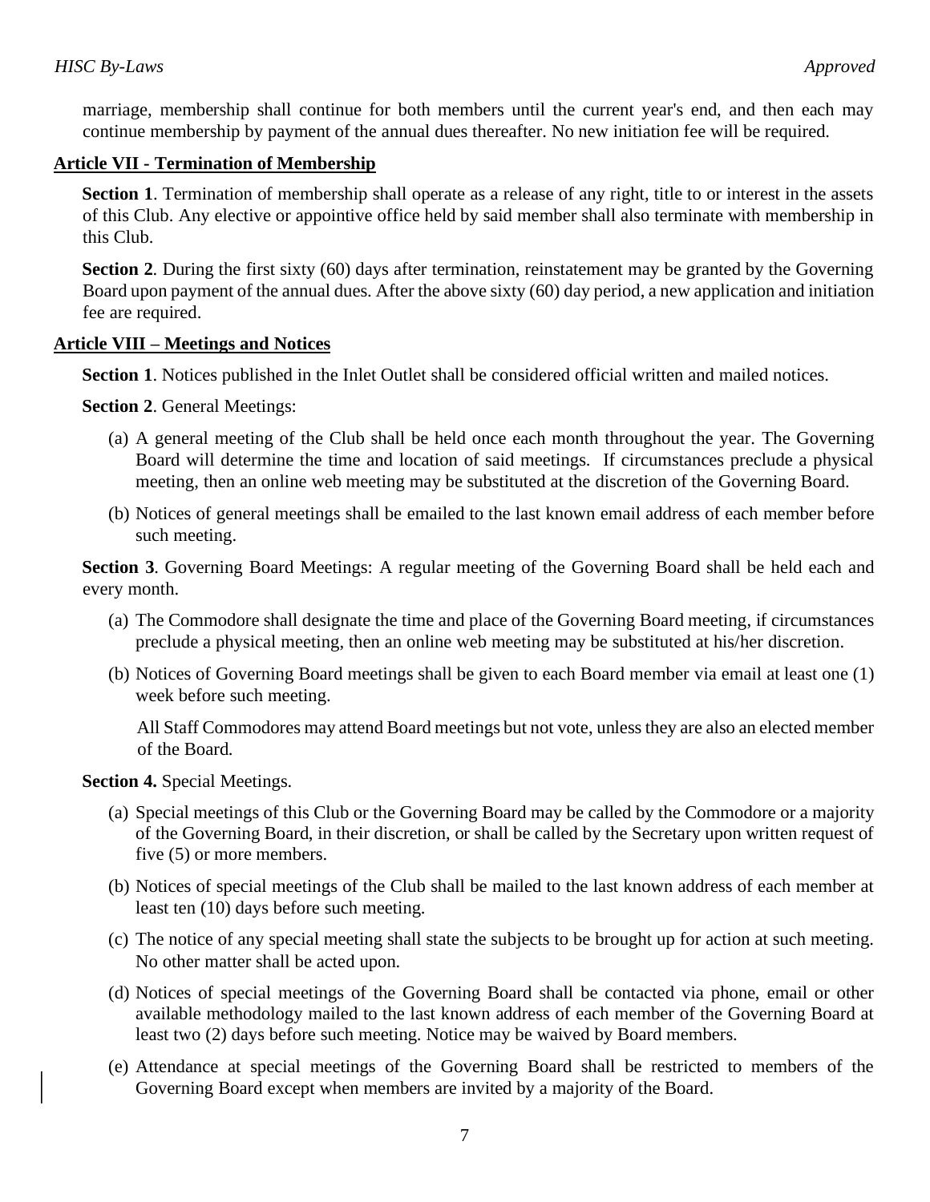marriage, membership shall continue for both members until the current year's end, and then each may continue membership by payment of the annual dues thereafter. No new initiation fee will be required.

## Article VII - Termination of Membership

**Section 1**. Termination of membership shall operate as a release of any right, title to or interest in the assets of this Club. Any elective or appointive office held by said member shall also terminate with membership in this Club.

**Section 2**. During the first sixty (60) days after termination, reinstatement may be granted by the Governing Board upon payment of the annual dues. After the above sixty (60) day period, a new application and initiation fee are required.

## Article VIII – Meetings and Notices

**Section 1**. Notices published in the Inlet Outlet shall be considered official written and mailed notices.

**Section 2**. General Meetings:

(a) A general meeting of the Club shall be held once each month throughout the year. The Governing Board will determine the time and location of said meetings. If circumstances preclude a physical meeting, then an online web meeting may be substituted at the discretion of the Governing Board.

(b) Notices of general meetings shall be emailed to the last known email address of each member before such meeting.

**Section 3**. Governing Board Meetings: A regular meeting of the Governing Board shall be held each and every month.

(a) The Commodore shall designate the time and place of the Governing Board meeting, if circumstances preclude a physical meeting, then an online web meeting may be substituted at his/her discretion.

(b) Notices of Governing Board meetings shall be given to each Board member via email at least one (1) week before such meeting.

All Staff Commodores may attend Board meetings but not vote, unless they are also an elected member of the Board.

**Section 4.** Special Meetings.

(a) Special meetings of this Club or the Governing Board may be called by the Commodore or a majority of the Governing Board, in their discretion, or shall be called by the Secretary upon written request of five (5) or more members.

(b) Notices of special meetings of the Club shall be mailed to the last known address of each member at least ten (10) days before such meeting.

(c) The notice of any special meeting shall state the subjects to be brought up for action at such meeting. No other matter shall be acted upon.

(d) Notices of special meetings of the Governing Board shall be contacted via phone, email or other available methodology mailed to the last known address of each member of the Governing Board at least two (2) days before such meeting. Notice may be waived by Board members.

(e) Attendance at special meetings of the Governing Board shall be restricted to members of the Governing Board except when members are invited by a majority of the Board.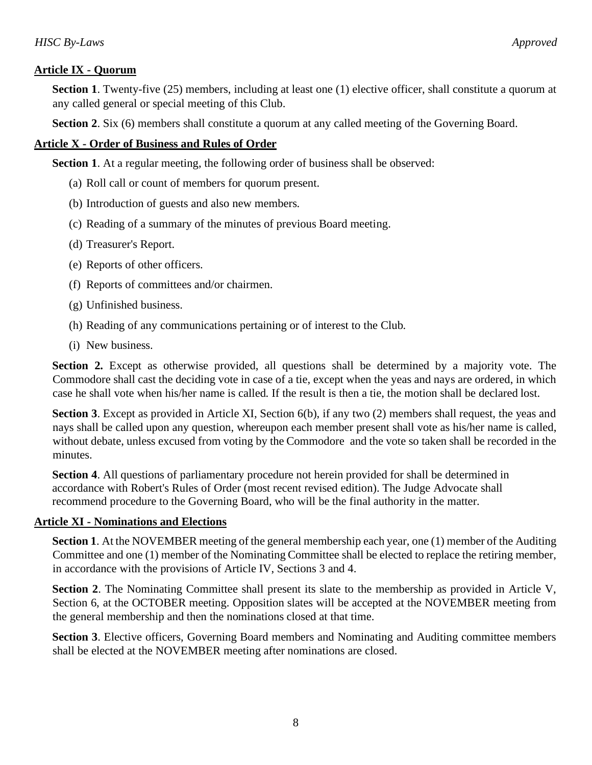## Article IX - Quorum

**Section 1**. Twenty-five (25) members, including at least one (1) elective officer, shall constitute a quorum at any called general or special meeting of this Club.

**Section 2**. Six (6) members shall constitute a quorum at any called meeting of the Governing Board.

## Article X - Order of Business and Rules of Order

**Section 1**. At a regular meeting, the following order of business shall be observed:

(a) Roll call or count of members for quorum present.

(b) Introduction of guests and also new members.

(c) Reading of a summary of the minutes of previous Board meeting.

(d) Treasurer's Report.

(e) Reports of other officers.

(f) Reports of committees and/or chairmen.

(g) Unfinished business.

(h) Reading of any communications pertaining or of interest to the Club.

(i) New business.

**Section 2.** Except as otherwise provided, all questions shall be determined by a majority vote. The Commodore shall cast the deciding vote in case of a tie, except when the yeas and nays are ordered, in which case he shall vote when his/her name is called. If the result is then a tie, the motion shall be declared lost.

**Section 3**. Except as provided in Article XI, Section 6(b), if any two (2) members shall request, the yeas and nays shall be called upon any question, whereupon each member present shall vote as his/her name is called, without debate, unless excused from voting by the Commodore and the vote so taken shall be recorded in the minutes.

**Section 4**. All questions of parliamentary procedure not herein provided for shall be determined in accordance with Robert's Rules of Order (most recent revised edition). The Judge Advocate shall recommend procedure to the Governing Board, who will be the final authority in the matter.

## Article XI - Nominations and Elections

**Section 1**. At the NOVEMBER meeting of the general membership each year, one (1) member of the Auditing Committee and one (1) member of the Nominating Committee shall be elected to replace the retiring member, in accordance with the provisions of Article IV, Sections 3 and 4.

**Section 2**. The Nominating Committee shall present its slate to the membership as provided in Article V, Section 6, at the OCTOBER meeting. Opposition slates will be accepted at the NOVEMBER meeting from the general membership and then the nominations closed at that time.

**Section 3**. Elective officers, Governing Board members and Nominating and Auditing committee members shall be elected at the NOVEMBER meeting after nominations are closed.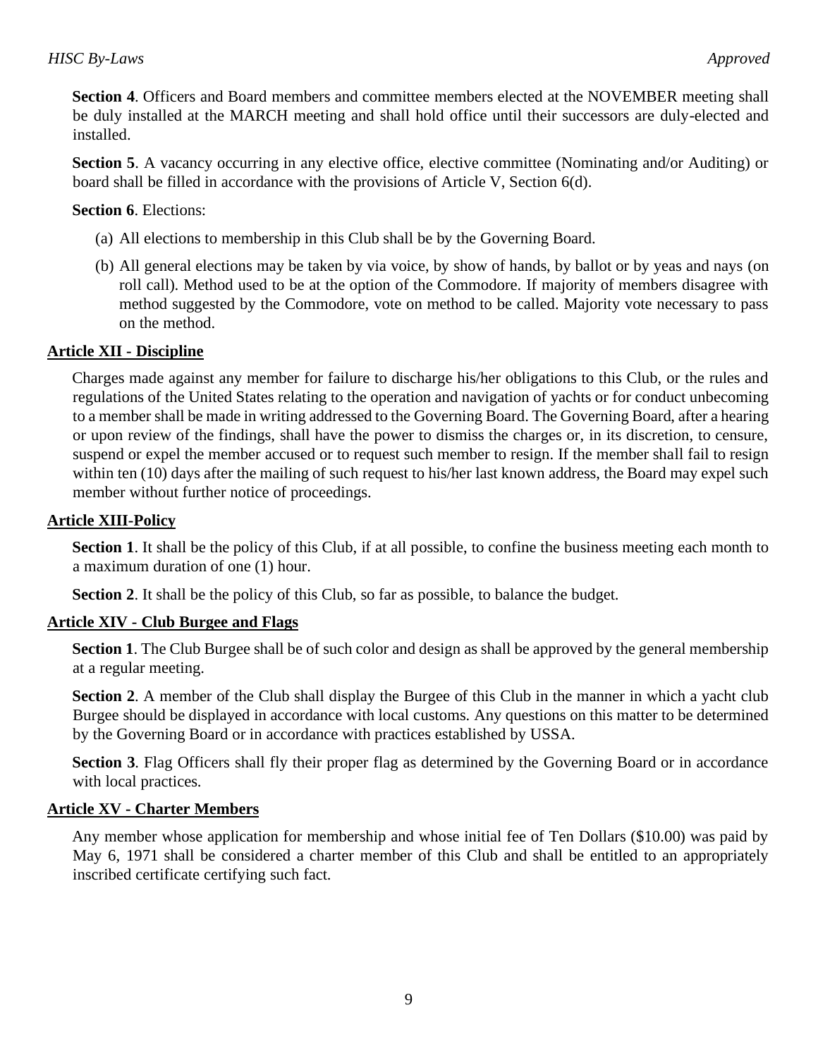**Section 4**. Officers and Board members and committee members elected at the NOVEMBER meeting shall be duly installed at the MARCH meeting and shall hold office until their successors are duly-elected and installed.

**Section 5**. A vacancy occurring in any elective office, elective committee (Nominating and/or Auditing) or board shall be filled in accordance with the provisions of Article V, Section 6(d).

**Section 6**. Elections:

(a) All elections to membership in this Club shall be by the Governing Board.

(b) All general elections may be taken by via voice, by show of hands, by ballot or by yeas and nays (on roll call). Method used to be at the option of the Commodore. If majority of members disagree with method suggested by the Commodore, vote on method to be called. Majority vote necessary to pass on the method.

## Article XII - Discipline

Charges made against any member for failure to discharge his/her obligations to this Club, or the rules and regulations of the United States relating to the operation and navigation of yachts or for conduct unbecoming to a member shall be made in writing addressed to the Governing Board. The Governing Board, after a hearing or upon review of the findings, shall have the power to dismiss the charges or, in its discretion, to censure, suspend or expel the member accused or to request such member to resign. If the member shall fail to resign within ten (10) days after the mailing of such request to his/her last known address, the Board may expel such member without further notice of proceedings.

## Article XIII-Policy

**Section 1**. It shall be the policy of this Club, if at all possible, to confine the business meeting each month to a maximum duration of one (1) hour.

**Section 2**. It shall be the policy of this Club, so far as possible, to balance the budget.

## Article XIV - Club Burgee and Flags

**Section 1**. The Club Burgee shall be of such color and design as shall be approved by the general membership at a regular meeting.

**Section 2**. A member of the Club shall display the Burgee of this Club in the manner in which a yacht club Burgee should be displayed in accordance with local customs. Any questions on this matter to be determined by the Governing Board or in accordance with practices established by USSA.

**Section 3**. Flag Officers shall fly their proper flag as determined by the Governing Board or in accordance with local practices.

## Article XV - Charter Members

Any member whose application for membership and whose initial fee of Ten Dollars ($10.00) was paid by May 6, 1971 shall be considered a charter member of this Club and shall be entitled to an appropriately inscribed certificate certifying such fact.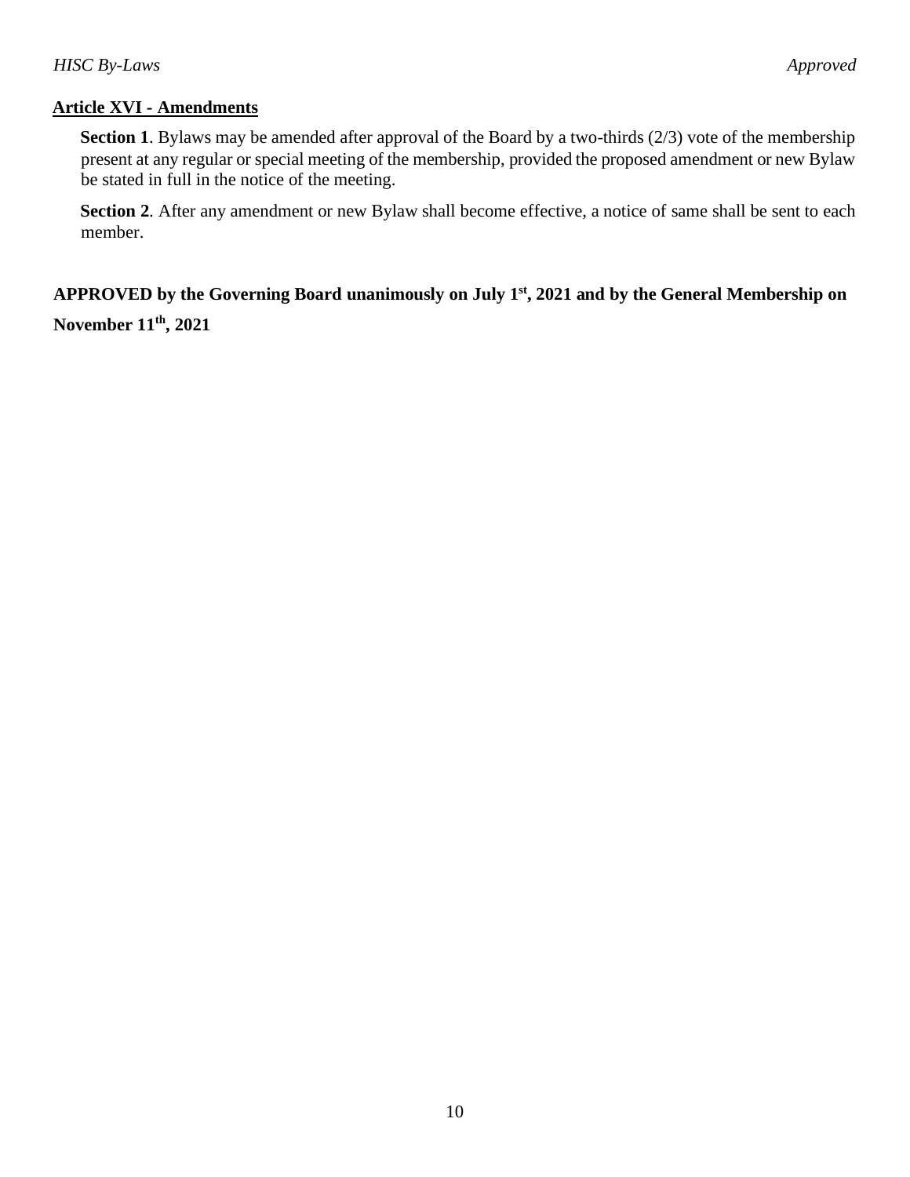## Article XVI - Amendments

**Section 1**. Bylaws may be amended after approval of the Board by a two-thirds (2/3) vote of the membership present at any regular or special meeting of the membership, provided the proposed amendment or new Bylaw be stated in full in the notice of the meeting.

**Section 2**. After any amendment or new Bylaw shall become effective, a notice of same shall be sent to each member.

**APPROVED by the Governing Board unanimously on July 1st, 2021 and by the General Membership on November 11th, 2021**